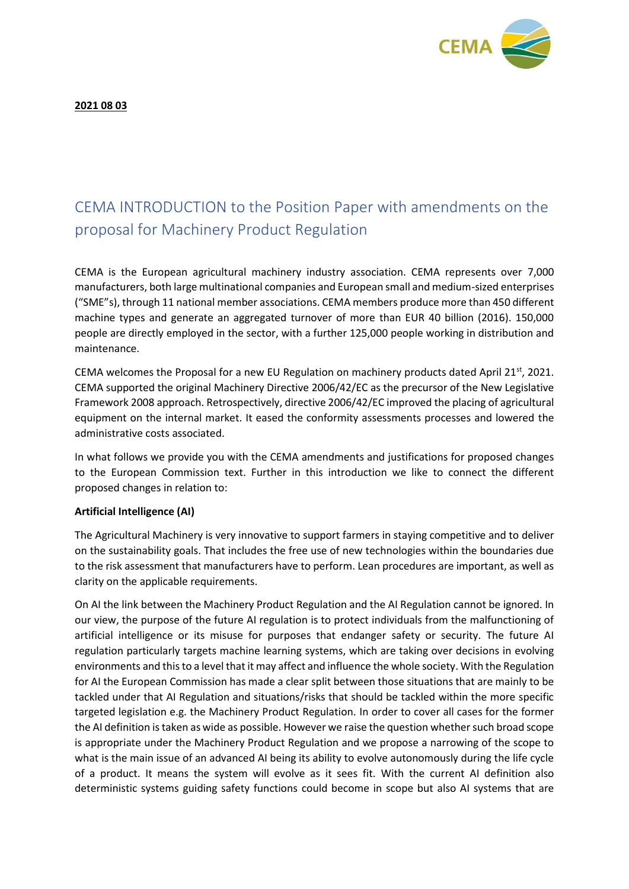**2021 08 03**

# CEMA INTRODUCTION to the Position Paper with amendments on the proposal for Machinery Product Regulation

CEMA is the European agricultural machinery industry association. CEMA represents over 7,000 manufacturers, both large multinational companies and European small and medium-sized enterprises ("SME"s), through 11 national member associations. CEMA members produce more than 450 different machine types and generate an aggregated turnover of more than EUR 40 billion (2016). 150,000 people are directly employed in the sector, with a further 125,000 people working in distribution and maintenance.

CEMA welcomes the Proposal for a new EU Regulation on machinery products dated April 21st, 2021. CEMA supported the original Machinery Directive 2006/42/EC as the precursor of the New Legislative Framework 2008 approach. Retrospectively, directive 2006/42/EC improved the placing of agricultural equipment on the internal market. It eased the conformity assessments processes and lowered the administrative costs associated.

In what follows we provide you with the CEMA amendments and justifications for proposed changes to the European Commission text. Further in this introduction we like to connect the different proposed changes in relation to:

**Artificial Intelligence (AI)**

The Agricultural Machinery is very innovative to support farmers in staying competitive and to deliver on the sustainability goals. That includes the free use of new technologies within the boundaries due to the risk assessment that manufacturers have to perform. Lean procedures are important, as well as clarity on the applicable requirements.

On AI the link between the Machinery Product Regulation and the AI Regulation cannot be ignored. In our view, the purpose of the future AI regulation is to protect individuals from the malfunctioning of artificial intelligence or its misuse for purposes that endanger safety or security. The future AI regulation particularly targets machine learning systems, which are taking over decisions in evolving environments and this to a level that it may affect and influence the whole society. With the Regulation for AI the European Commission has made a clear split between those situations that are mainly to be tackled under that AI Regulation and situations/risks that should be tackled within the more specific targeted legislation e.g. the Machinery Product Regulation. In order to cover all cases for the former the AI definition is taken as wide as possible. However we raise the question whether such broad scope is appropriate under the Machinery Product Regulation and we propose a narrowing of the scope to what is the main issue of an advanced AI being its ability to evolve autonomously during the life cycle of a product. It means the system will evolve as it sees fit. With the current AI definition also deterministic systems guiding safety functions could become in scope but also AI systems that are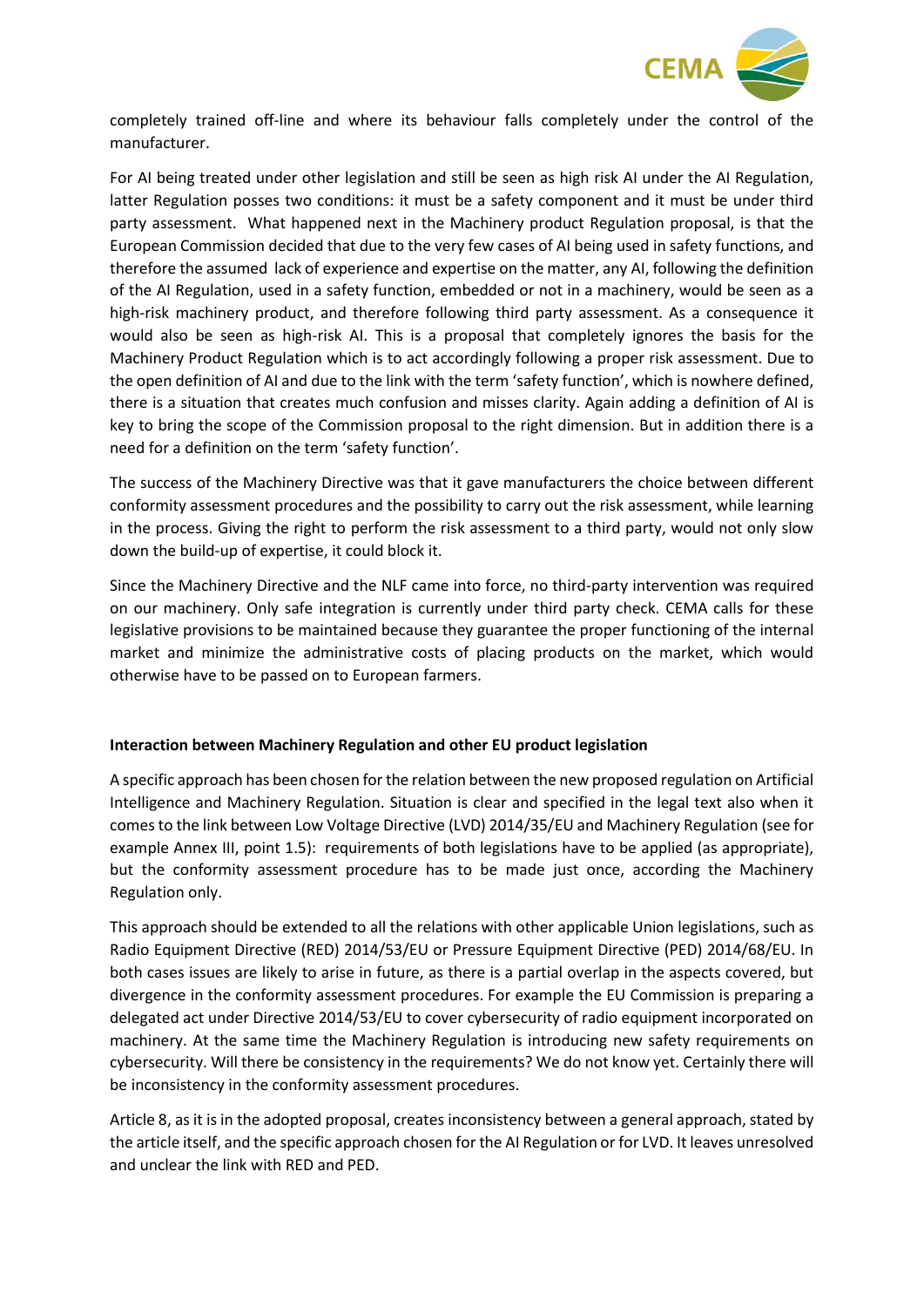completely trained off-line and where its behaviour falls completely under the control of the manufacturer.

For AI being treated under other legislation and still be seen as high risk AI under the AI Regulation, latter Regulation posses two conditions: it must be a safety component and it must be under third party assessment. What happened next in the Machinery product Regulation proposal, is that the European Commission decided that due to the very few cases of AI being used in safety functions, and therefore the assumed lack of experience and expertise on the matter, any AI, following the definition of the AI Regulation, used in a safety function, embedded or not in a machinery, would be seen as a high-risk machinery product, and therefore following third party assessment. As a consequence it would also be seen as high-risk AI. This is a proposal that completely ignores the basis for the Machinery Product Regulation which is to act accordingly following a proper risk assessment. Due to the open definition of AI and due to the link with the term 'safety function', which is nowhere defined, there is a situation that creates much confusion and misses clarity. Again adding a definition of AI is key to bring the scope of the Commission proposal to the right dimension. But in addition there is a need for a definition on the term 'safety function'.

The success of the Machinery Directive was that it gave manufacturers the choice between different conformity assessment procedures and the possibility to carry out the risk assessment, while learning in the process. Giving the right to perform the risk assessment to a third party, would not only slow down the build-up of expertise, it could block it.

Since the Machinery Directive and the NLF came into force, no third-party intervention was required on our machinery. Only safe integration is currently under third party check. CEMA calls for these legislative provisions to be maintained because they guarantee the proper functioning of the internal market and minimize the administrative costs of placing products on the market, which would otherwise have to be passed on to European farmers.

**Interaction between Machinery Regulation and other EU product legislation**

A specific approach has been chosen for the relation between the new proposed regulation on Artificial Intelligence and Machinery Regulation. Situation is clear and specified in the legal text also when it comes to the link between Low Voltage Directive (LVD) 2014/35/EU and Machinery Regulation (see for example Annex III, point 1.5): requirements of both legislations have to be applied (as appropriate), but the conformity assessment procedure has to be made just once, according the Machinery Regulation only.

This approach should be extended to all the relations with other applicable Union legislations, such as Radio Equipment Directive (RED) 2014/53/EU or Pressure Equipment Directive (PED) 2014/68/EU. In both cases issues are likely to arise in future, as there is a partial overlap in the aspects covered, but divergence in the conformity assessment procedures. For example the EU Commission is preparing a delegated act under Directive 2014/53/EU to cover cybersecurity of radio equipment incorporated on machinery. At the same time the Machinery Regulation is introducing new safety requirements on cybersecurity. Will there be consistency in the requirements? We do not know yet. Certainly there will be inconsistency in the conformity assessment procedures.

Article 8, as it is in the adopted proposal, creates inconsistency between a general approach, stated by the article itself, and the specific approach chosen for the AI Regulation or for LVD. It leaves unresolved and unclear the link with RED and PED.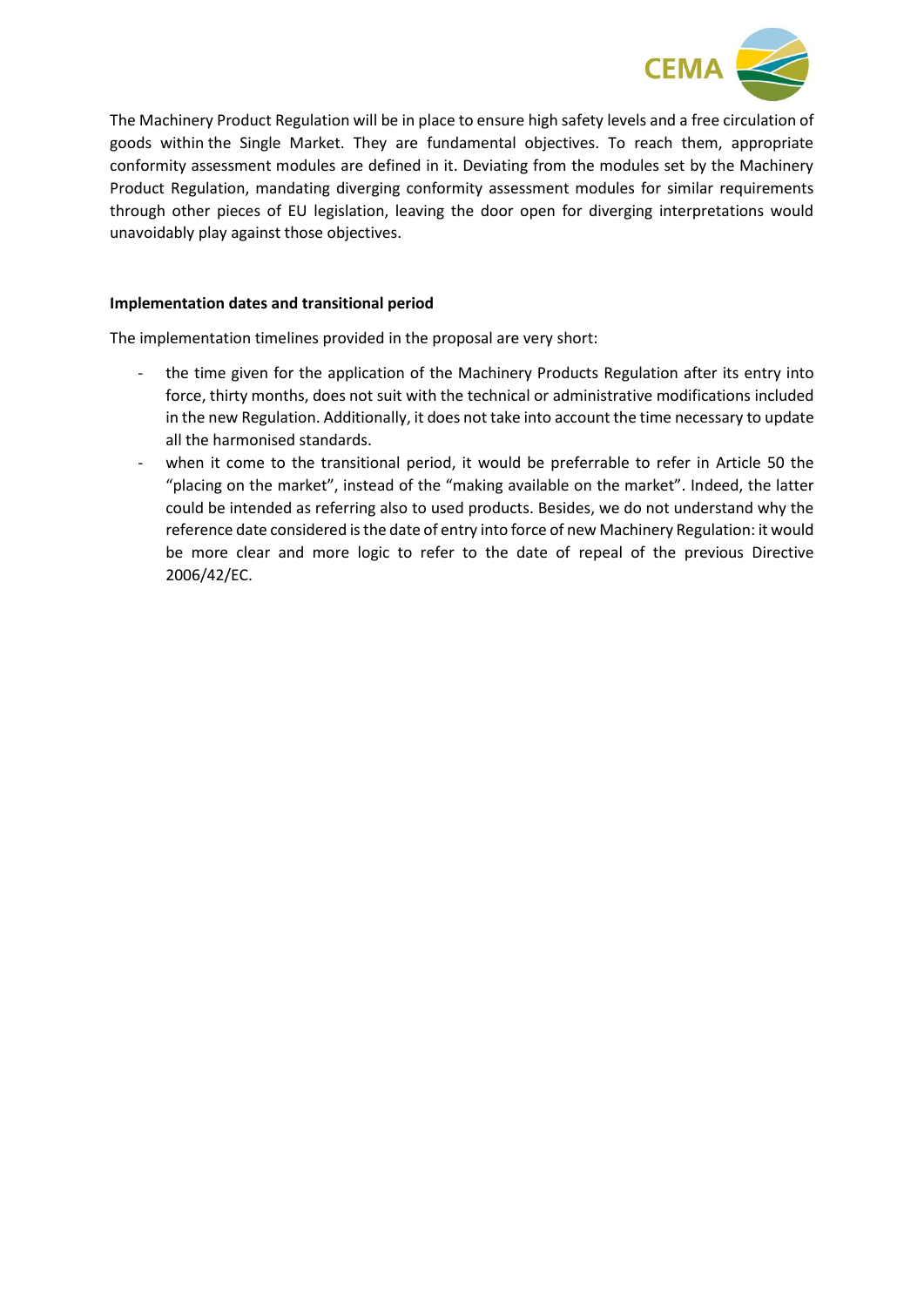The Machinery Product Regulation will be in place to ensure high safety levels and a free circulation of goods within the Single Market. They are fundamental objectives. To reach them, appropriate conformity assessment modules are defined in it. Deviating from the modules set by the Machinery Product Regulation, mandating diverging conformity assessment modules for similar requirements through other pieces of EU legislation, leaving the door open for diverging interpretations would unavoidably play against those objectives.

**Implementation dates and transitional period**

The implementation timelines provided in the proposal are very short:

- the time given for the application of the Machinery Products Regulation after its entry into force, thirty months, does not suit with the technical or administrative modifications included in the new Regulation. Additionally, it does not take into account the time necessary to update all the harmonised standards.
- when it come to the transitional period, it would be preferrable to refer in Article 50 the "placing on the market", instead of the "making available on the market". Indeed, the latter could be intended as referring also to used products. Besides, we do not understand why the reference date considered is the date of entry into force of new Machinery Regulation: it would be more clear and more logic to refer to the date of repeal of the previous Directive 2006/42/EC.